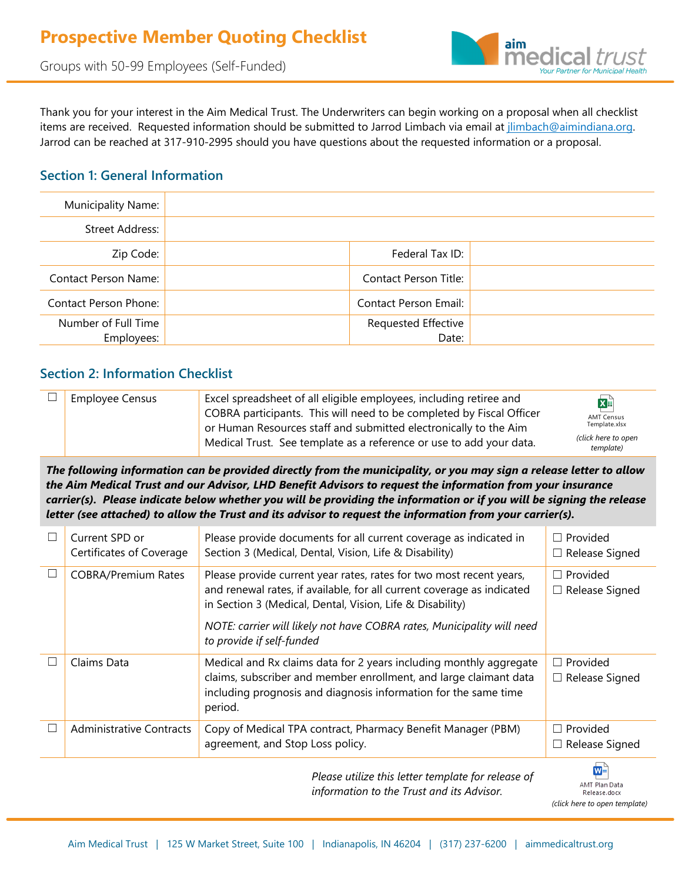# Prospective Member Quoting Checklist

Groups with 50-99 Employees (Self-Funded)

aim medical trust
*Your Partner for Municipal Health*

Thank you for your interest in the Aim Medical Trust. The Underwriters can begin working on a proposal when all checklist items are received. Requested information should be submitted to Jarrod Limbach via email at jlimbach@aimindiana.org. Jarrod can be reached at 317-910-2995 should you have questions about the requested information or a proposal.

## Section 1: General Information

| | | | |
|---|---|---|---|
| Municipality Name: | | | |
| Street Address: | | | |
| Zip Code: | | Federal Tax ID: | |
| Contact Person Name: | | Contact Person Title: | |
| Contact Person Phone: | | Contact Person Email: | |
| Number of Full Time Employees: | | Requested Effective Date: | |

## Section 2: Information Checklist

| | | | |
|---|---|---|---|
| ☐ | Employee Census | Excel spreadsheet of all eligible employees, including retiree and COBRA participants. This will need to be completed by Fiscal Officer or Human Resources staff and submitted electronically to the Aim Medical Trust. See template as a reference or use to add your data. | AMT Census Template.xlsx *(click here to open template)* |

***The following information can be provided directly from the municipality, or you may sign a release letter to allow the Aim Medical Trust and our Advisor, LHD Benefit Advisors to request the information from your insurance carrier(s). Please indicate below whether you will be providing the information or if you will be signing the release letter (see attached) to allow the Trust and its advisor to request the information from your carrier(s).***

| | | | |
|---|---|---|---|
| ☐ | Current SPD or Certificates of Coverage | Please provide documents for all current coverage as indicated in Section 3 (Medical, Dental, Vision, Life & Disability) | ☐ Provided<br>☐ Release Signed |
| ☐ | COBRA/Premium Rates | Please provide current year rates, rates for two most recent years, and renewal rates, if available, for all current coverage as indicated in Section 3 (Medical, Dental, Vision, Life & Disability)<br>*NOTE: carrier will likely not have COBRA rates, Municipality will need to provide if self-funded* | ☐ Provided<br>☐ Release Signed |
| ☐ | Claims Data | Medical and Rx claims data for 2 years including monthly aggregate claims, subscriber and member enrollment, and large claimant data including prognosis and diagnosis information for the same time period. | ☐ Provided<br>☐ Release Signed |
| ☐ | Administrative Contracts | Copy of Medical TPA contract, Pharmacy Benefit Manager (PBM) agreement, and Stop Loss policy. | ☐ Provided<br>☐ Release Signed |

*Please utilize this letter template for release of information to the Trust and its Advisor.*

AMT Plan Data Release.docx *(click here to open template)*

Aim Medical Trust | 125 W Market Street, Suite 100 | Indianapolis, IN 46204 | (317) 237-6200 | aimmedicaltrust.org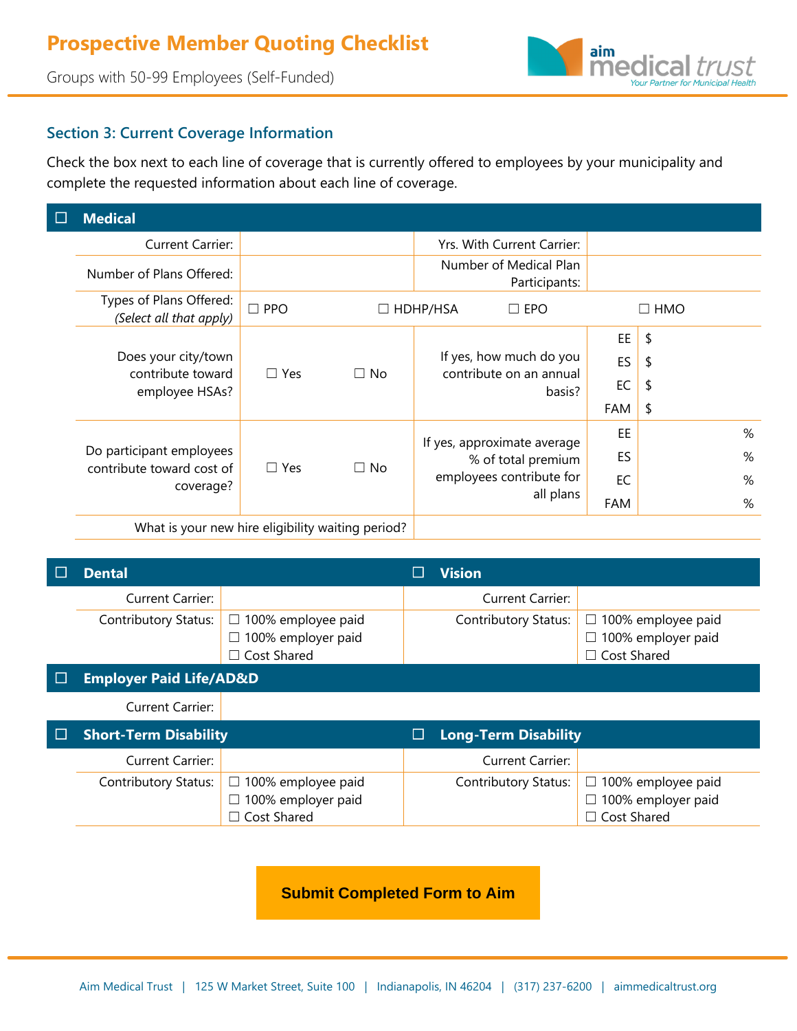# Prospective Member Quoting Checklist

Groups with 50-99 Employees (Self-Funded)

## Section 3: Current Coverage Information

Check the box next to each line of coverage that is currently offered to employees by your municipality and complete the requested information about each line of coverage.

### ☐ Medical

| | | | | |
|---|---|---|---|---|
| Current Carrier: | | Yrs. With Current Carrier: | | |
| Number of Plans Offered: | | Number of Medical Plan Participants: | | |
| Types of Plans Offered: *(Select all that apply)* | ☐ PPO ☐ HDHP/HSA | ☐ EPO ☐ HMO | | |
| Does your city/town contribute toward employee HSAs? | ☐ Yes ☐ No | If yes, how much do you contribute on an annual basis? | EE | $ |
| | | | ES | $ |
| | | | EC | $ |
| | | | FAM | $ |
| Do participant employees contribute toward cost of coverage? | ☐ Yes ☐ No | If yes, approximate average % of total premium employees contribute for all plans | EE | % |
| | | | ES | % |
| | | | EC | % |
| | | | FAM | % |
| What is your new hire eligibility waiting period? | | | | |

### ☐ Dental

| | |
|---|---|
| Current Carrier: | |
| Contributory Status: | ☐ 100% employee paid<br>☐ 100% employer paid<br>☐ Cost Shared |

### ☐ Vision

| | |
|---|---|
| Current Carrier: | |
| Contributory Status: | ☐ 100% employee paid<br>☐ 100% employer paid<br>☐ Cost Shared |

### ☐ Employer Paid Life/AD&D

| | |
|---|---|
| Current Carrier: | |

### ☐ Short-Term Disability

| | |
|---|---|
| Current Carrier: | |
| Contributory Status: | ☐ 100% employee paid<br>☐ 100% employer paid<br>☐ Cost Shared |

### ☐ Long-Term Disability

| | |
|---|---|
| Current Carrier: | |
| Contributory Status: | ☐ 100% employee paid<br>☐ 100% employer paid<br>☐ Cost Shared |

**Submit Completed Form to Aim**

Aim Medical Trust | 125 W Market Street, Suite 100 | Indianapolis, IN 46204 | (317) 237-6200 | aimmedicaltrust.org